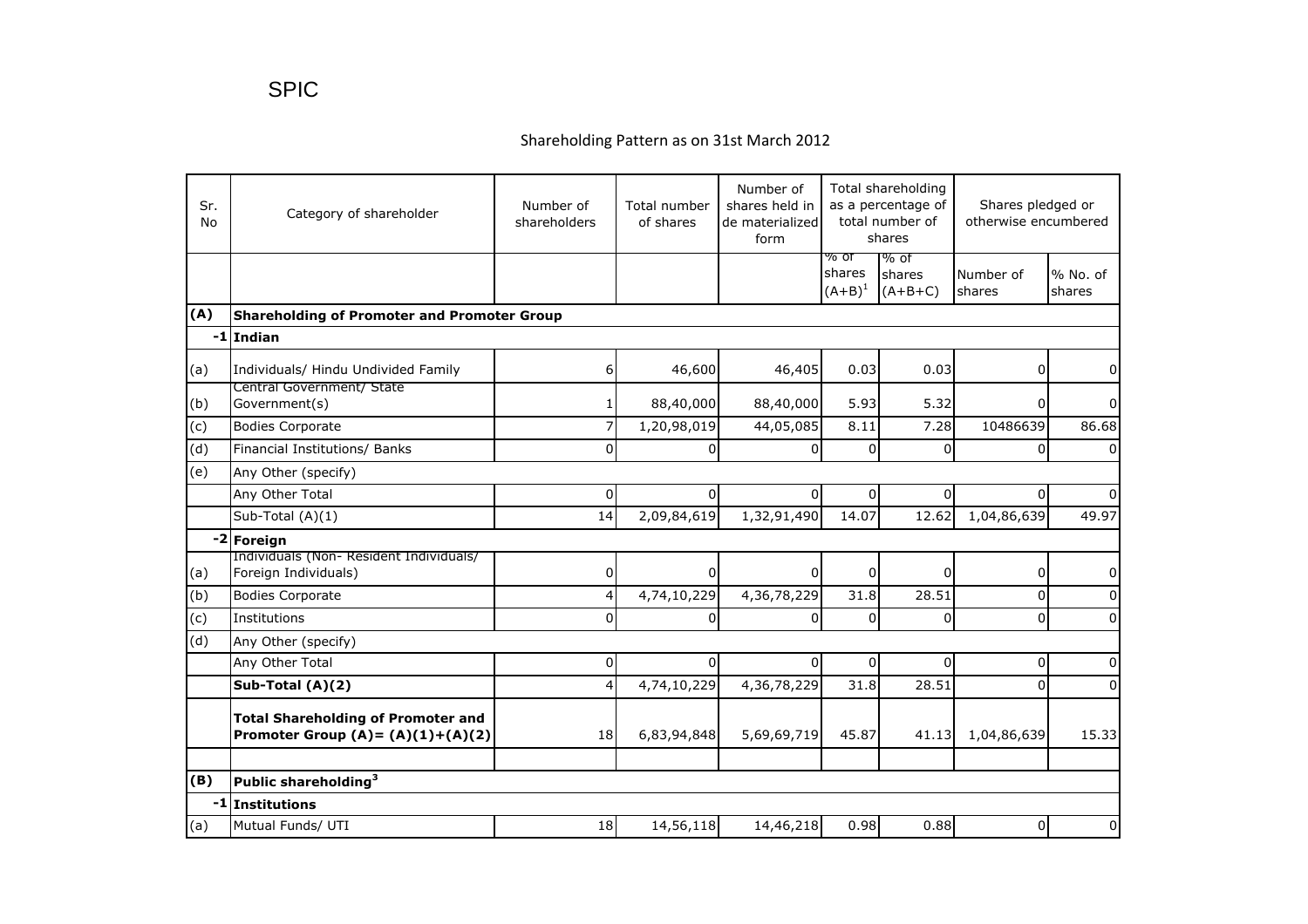# SPIC

## Shareholding Pattern as on 31st March 2012

| Sr. No | Category of shareholder | Number of shareholders | Total number of shares | Number of shares held in de materialized form | Total shareholding as a percentage of total number of shares | | Shares pledged or otherwise encumbered | |
|---|---|---|---|---|---|---|---|---|
| | | | | | % of shares (A+B)[1] | % of shares (A+B+C) | Number of shares | % No. of shares |
| **(A)** | **Shareholding of Promoter and Promoter Group** | | | | | | | |
| **-1** | **Indian** | | | | | | | |
| (a) | Individuals/ Hindu Undivided Family | 6 | 46,600 | 46,405 | 0.03 | 0.03 | 0 | 0 |
| (b) | Central Government/ State Government(s) | 1 | 88,40,000 | 88,40,000 | 5.93 | 5.32 | 0 | 0 |
| (c) | Bodies Corporate | 7 | 1,20,98,019 | 44,05,085 | 8.11 | 7.28 | 10486639 | 86.68 |
| (d) | Financial Institutions/ Banks | 0 | 0 | 0 | 0 | 0 | 0 | 0 |
| (e) | Any Other (specify) | | | | | | | |
| | Any Other Total | 0 | 0 | 0 | 0 | 0 | 0 | 0 |
| | Sub-Total (A)(1) | 14 | 2,09,84,619 | 1,32,91,490 | 14.07 | 12.62 | 1,04,86,639 | 49.97 |
| **-2** | **Foreign** | | | | | | | |
| (a) | Individuals (Non- Resident Individuals/ Foreign Individuals) | 0 | 0 | 0 | 0 | 0 | 0 | 0 |
| (b) | Bodies Corporate | 4 | 4,74,10,229 | 4,36,78,229 | 31.8 | 28.51 | 0 | 0 |
| (c) | Institutions | 0 | 0 | 0 | 0 | 0 | 0 | 0 |
| (d) | Any Other (specify) | | | | | | | |
| | Any Other Total | 0 | 0 | 0 | 0 | 0 | 0 | 0 |
| | **Sub-Total (A)(2)** | 4 | 4,74,10,229 | 4,36,78,229 | 31.8 | 28.51 | 0 | 0 |
| | **Total Shareholding of Promoter and Promoter Group (A)= (A)(1)+(A)(2)** | 18 | 6,83,94,848 | 5,69,69,719 | 45.87 | 41.13 | 1,04,86,639 | 15.33 |
| | | | | | | | | |
| **(B)** | **Public shareholding[3]** | | | | | | | |
| **-1** | **Institutions** | | | | | | | |
| (a) | Mutual Funds/ UTI | 18 | 14,56,118 | 14,46,218 | 0.98 | 0.88 | 0 | 0 |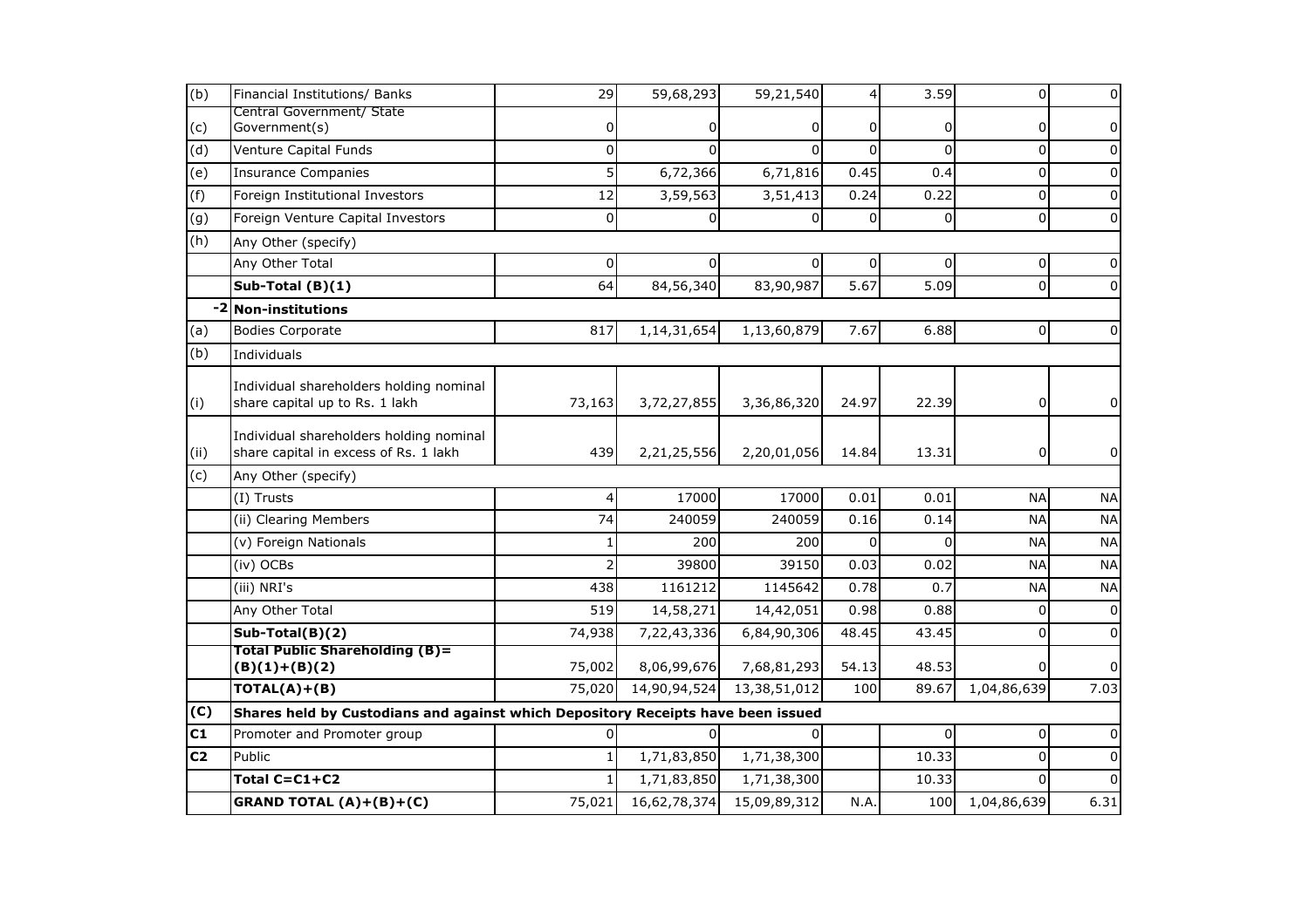| (b) | Financial Institutions/ Banks | 29 | 59,68,293 | 59,21,540 | 4 | 3.59 | 0 | 0 |
|---|---|---|---|---|---|---|---|---|
| (c) | Central Government/ State Government(s) | 0 | 0 | 0 | 0 | 0 | 0 | 0 |
| (d) | Venture Capital Funds | 0 | 0 | 0 | 0 | 0 | 0 | 0 |
| (e) | Insurance Companies | 5 | 6,72,366 | 6,71,816 | 0.45 | 0.4 | 0 | 0 |
| (f) | Foreign Institutional Investors | 12 | 3,59,563 | 3,51,413 | 0.24 | 0.22 | 0 | 0 |
| (g) | Foreign Venture Capital Investors | 0 | 0 | 0 | 0 | 0 | 0 | 0 |
| (h) | Any Other (specify) | | | | | | | |
| | Any Other Total | 0 | 0 | 0 | 0 | 0 | 0 | 0 |
| | **Sub-Total (B)(1)** | 64 | 84,56,340 | 83,90,987 | 5.67 | 5.09 | 0 | 0 |
| -2 | **Non-institutions** | | | | | | | |
| (a) | Bodies Corporate | 817 | 1,14,31,654 | 1,13,60,879 | 7.67 | 6.88 | 0 | 0 |
| (b) | Individuals | | | | | | | |
| (i) | Individual shareholders holding nominal share capital up to Rs. 1 lakh | 73,163 | 3,72,27,855 | 3,36,86,320 | 24.97 | 22.39 | 0 | 0 |
| (ii) | Individual shareholders holding nominal share capital in excess of Rs. 1 lakh | 439 | 2,21,25,556 | 2,20,01,056 | 14.84 | 13.31 | 0 | 0 |
| (c) | Any Other (specify) | | | | | | | |
| | (I) Trusts | 4 | 17000 | 17000 | 0.01 | 0.01 | NA | NA |
| | (ii) Clearing Members | 74 | 240059 | 240059 | 0.16 | 0.14 | NA | NA |
| | (v) Foreign Nationals | 1 | 200 | 200 | 0 | 0 | NA | NA |
| | (iv) OCBs | 2 | 39800 | 39150 | 0.03 | 0.02 | NA | NA |
| | (iii) NRI's | 438 | 1161212 | 1145642 | 0.78 | 0.7 | NA | NA |
| | Any Other Total | 519 | 14,58,271 | 14,42,051 | 0.98 | 0.88 | 0 | 0 |
| | **Sub-Total(B)(2)** | 74,938 | 7,22,43,336 | 6,84,90,306 | 48.45 | 43.45 | 0 | 0 |
| | **Total Public Shareholding (B)= (B)(1)+(B)(2)** | 75,002 | 8,06,99,676 | 7,68,81,293 | 54.13 | 48.53 | 0 | 0 |
| | **TOTAL(A)+(B)** | 75,020 | 14,90,94,524 | 13,38,51,012 | 100 | 89.67 | 1,04,86,639 | 7.03 |
| **(C)** | **Shares held by Custodians and against which Depository Receipts have been issued** | | | | | | | |
| **C1** | Promoter and Promoter group | 0 | 0 | 0 | | 0 | 0 | 0 |
| **C2** | Public | 1 | 1,71,83,850 | 1,71,38,300 | | 10.33 | 0 | 0 |
| | **Total C=C1+C2** | 1 | 1,71,83,850 | 1,71,38,300 | | 10.33 | 0 | 0 |
| | **GRAND TOTAL (A)+(B)+(C)** | 75,021 | 16,62,78,374 | 15,09,89,312 | N.A. | 100 | 1,04,86,639 | 6.31 |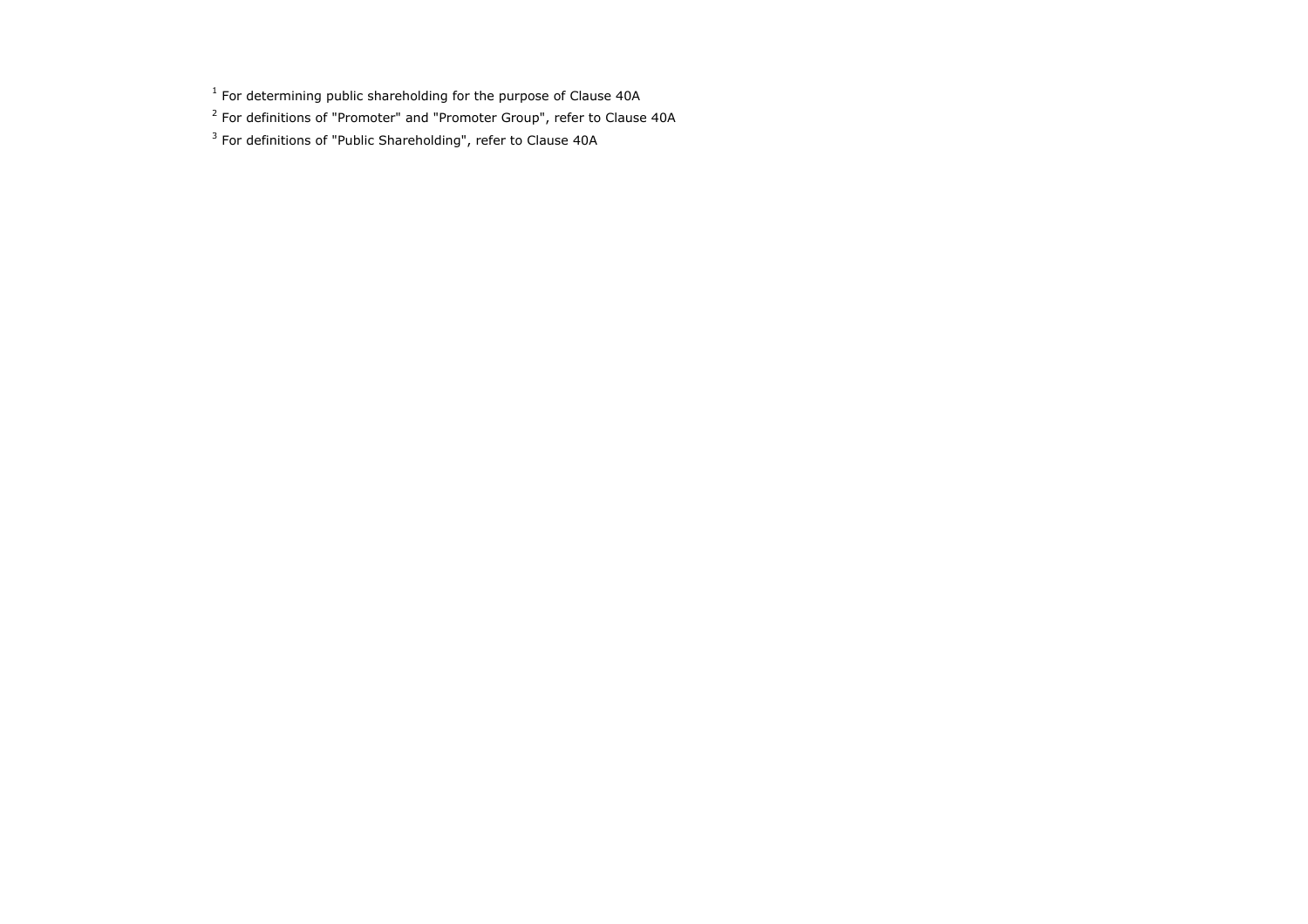[1] For determining public shareholding for the purpose of Clause 40A

[2] For definitions of "Promoter" and "Promoter Group", refer to Clause 40A

[3] For definitions of "Public Shareholding", refer to Clause 40A